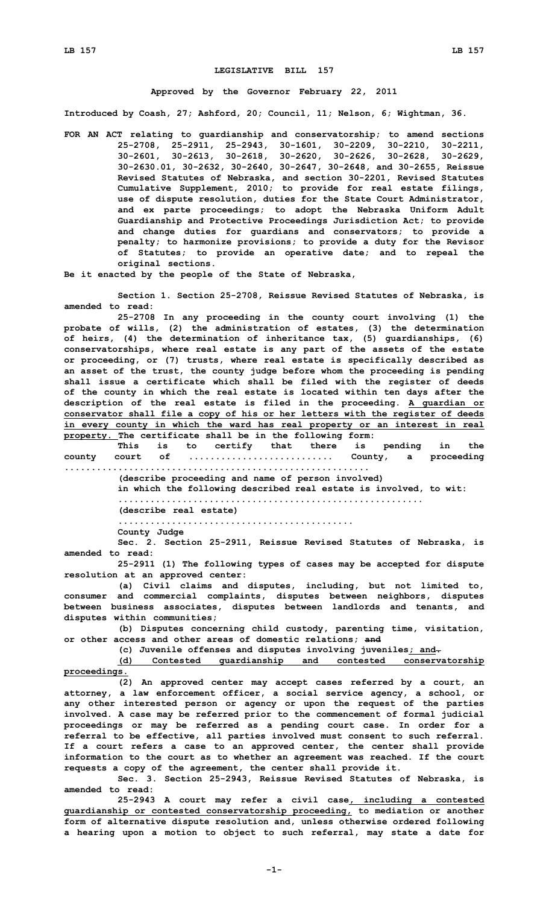# LEGISLATIVE BILL 157

**Approved by the Governor February 22, 2011**

**Introduced by Coash, 27; Ashford, 20; Council, 11; Nelson, 6; Wightman, 36.**

**FOR AN ACT relating to guardianship and conservatorship; to amend sections 25-2708, 25-2911, 25-2943, 30-1601, 30-2209, 30-2210, 30-2211, 30-2601, 30-2613, 30-2618, 30-2620, 30-2626, 30-2628, 30-2629, 30-2630.01, 30-2632, 30-2640, 30-2647, 30-2648, and 30-2655, Reissue Revised Statutes of Nebraska, and section 30-2201, Revised Statutes Cumulative Supplement, 2010; to provide for real estate filings, use of dispute resolution, duties for the State Court Administrator, and ex parte proceedings; to adopt the Nebraska Uniform Adult Guardianship and Protective Proceedings Jurisdiction Act; to provide and change duties for guardians and conservators; to provide a penalty; to harmonize provisions; to provide a duty for the Revisor of Statutes; to provide an operative date; and to repeal the original sections.**

**Be it enacted by the people of the State of Nebraska,**

**Section 1. Section 25-2708, Reissue Revised Statutes of Nebraska, is amended to read:**

**25-2708 In any proceeding in the county court involving (1) the probate of wills, (2) the administration of estates, (3) the determination of heirs, (4) the determination of inheritance tax, (5) guardianships, (6) conservatorships, where real estate is any part of the assets of the estate or proceeding, or (7) trusts, where real estate is specifically described as an asset of the trust, the county judge before whom the proceeding is pending shall issue a certificate which shall be filed with the register of deeds of the county in which the real estate is located within ten days after the description of the real estate is filed in the proceeding. A guardian or conservator shall file a copy of his or her letters with the register of deeds in every county in which the ward has real property or an interest in real property. The certificate shall be in the following form:**

**This is to certify that there is pending in the county court of .......................... County, a proceeding ......................................................**

**(describe proceeding and name of person involved)**

**in which the following described real estate is involved, to wit:**

**......................................................**

**(describe real estate)**

**..........................................**

**County Judge**

**Sec. 2. Section 25-2911, Reissue Revised Statutes of Nebraska, is amended to read:**

**25-2911 (1) The following types of cases may be accepted for dispute resolution at an approved center:**

**(a) Civil claims and disputes, including, but not limited to, consumer and commercial complaints, disputes between neighbors, disputes between business associates, disputes between landlords and tenants, and disputes within communities;**

**(b) Disputes concerning child custody, parenting time, visitation, or other access and other areas of domestic relations; ~~and~~**

**(c) Juvenile offenses and disputes involving juveniles; and~~.~~**

**(d) Contested guardianship and contested conservatorship proceedings.**

**(2) An approved center may accept cases referred by a court, an attorney, a law enforcement officer, a social service agency, a school, or any other interested person or agency or upon the request of the parties involved. A case may be referred prior to the commencement of formal judicial proceedings or may be referred as a pending court case. In order for a referral to be effective, all parties involved must consent to such referral. If a court refers a case to an approved center, the center shall provide information to the court as to whether an agreement was reached. If the court requests a copy of the agreement, the center shall provide it.**

**Sec. 3. Section 25-2943, Reissue Revised Statutes of Nebraska, is amended to read:**

**25-2943 A court may refer a civil case, including a contested guardianship or contested conservatorship proceeding, to mediation or another form of alternative dispute resolution and, unless otherwise ordered following a hearing upon a motion to object to such referral, may state a date for**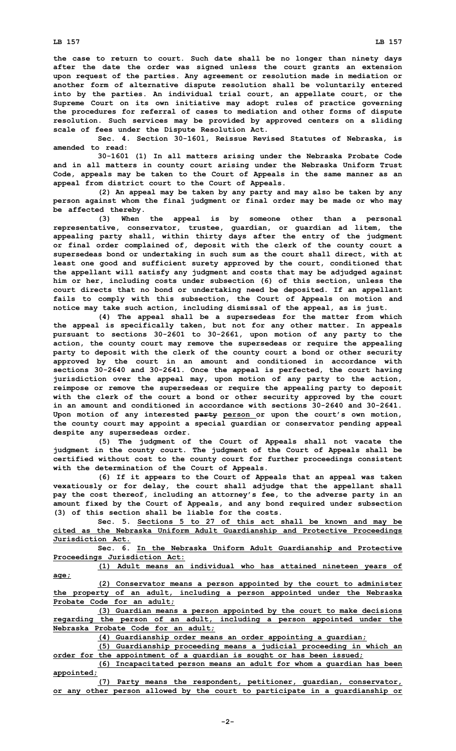the case to return to court. Such date shall be no longer than ninety days after the date the order was signed unless the court grants an extension upon request of the parties. Any agreement or resolution made in mediation or another form of alternative dispute resolution shall be voluntarily entered into by the parties. An individual trial court, an appellate court, or the Supreme Court on its own initiative may adopt rules of practice governing the procedures for referral of cases to mediation and other forms of dispute resolution. Such services may be provided by approved centers on a sliding scale of fees under the Dispute Resolution Act.

Sec. 4. Section 30-1601, Reissue Revised Statutes of Nebraska, is amended to read:

30-1601 (1) In all matters arising under the Nebraska Probate Code and in all matters in county court arising under the Nebraska Uniform Trust Code, appeals may be taken to the Court of Appeals in the same manner as an appeal from district court to the Court of Appeals.

(2) An appeal may be taken by any party and may also be taken by any person against whom the final judgment or final order may be made or who may be affected thereby.

(3) When the appeal is by someone other than a personal representative, conservator, trustee, guardian, or guardian ad litem, the appealing party shall, within thirty days after the entry of the judgment or final order complained of, deposit with the clerk of the county court a supersedeas bond or undertaking in such sum as the court shall direct, with at least one good and sufficient surety approved by the court, conditioned that the appellant will satisfy any judgment and costs that may be adjudged against him or her, including costs under subsection (6) of this section, unless the court directs that no bond or undertaking need be deposited. If an appellant fails to comply with this subsection, the Court of Appeals on motion and notice may take such action, including dismissal of the appeal, as is just.

(4) The appeal shall be a supersedeas for the matter from which the appeal is specifically taken, but not for any other matter. In appeals pursuant to sections 30-2601 to 30-2661, upon motion of any party to the action, the county court may remove the supersedeas or require the appealing party to deposit with the clerk of the county court a bond or other security approved by the court in an amount and conditioned in accordance with sections 30-2640 and 30-2641. Once the appeal is perfected, the court having jurisdiction over the appeal may, upon motion of any party to the action, reimpose or remove the supersedeas or require the appealing party to deposit with the clerk of the court a bond or other security approved by the court in an amount and conditioned in accordance with sections 30-2640 and 30-2641. Upon motion of any interested ~~party~~ person or upon the court's own motion, the county court may appoint a special guardian or conservator pending appeal despite any supersedeas order.

(5) The judgment of the Court of Appeals shall not vacate the judgment in the county court. The judgment of the Court of Appeals shall be certified without cost to the county court for further proceedings consistent with the determination of the Court of Appeals.

(6) If it appears to the Court of Appeals that an appeal was taken vexatiously or for delay, the court shall adjudge that the appellant shall pay the cost thereof, including an attorney's fee, to the adverse party in an amount fixed by the Court of Appeals, and any bond required under subsection (3) of this section shall be liable for the costs.

Sec. 5. Sections 5 to 27 of this act shall be known and may be cited as the Nebraska Uniform Adult Guardianship and Protective Proceedings Jurisdiction Act.

Sec. 6. In the Nebraska Uniform Adult Guardianship and Protective Proceedings Jurisdiction Act:

(1) Adult means an individual who has attained nineteen years of age;

(2) Conservator means a person appointed by the court to administer the property of an adult, including a person appointed under the Nebraska Probate Code for an adult;

(3) Guardian means a person appointed by the court to make decisions regarding the person of an adult, including a person appointed under the Nebraska Probate Code for an adult;

(4) Guardianship order means an order appointing a guardian;

(5) Guardianship proceeding means a judicial proceeding in which an order for the appointment of a guardian is sought or has been issued;

(6) Incapacitated person means an adult for whom a guardian has been appointed;

(7) Party means the respondent, petitioner, guardian, conservator, or any other person allowed by the court to participate in a guardianship or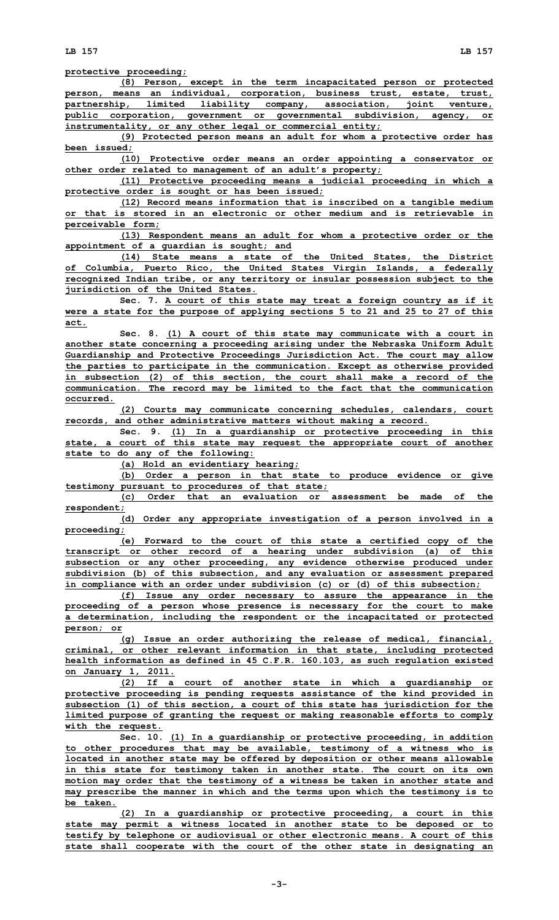protective proceeding;

(8) Person, except in the term incapacitated person or protected person, means an individual, corporation, business trust, estate, trust, partnership, limited liability company, association, joint venture, public corporation, government or governmental subdivision, agency, or instrumentality, or any other legal or commercial entity;

(9) Protected person means an adult for whom a protective order has been issued;

(10) Protective order means an order appointing a conservator or other order related to management of an adult's property;

(11) Protective proceeding means a judicial proceeding in which a protective order is sought or has been issued;

(12) Record means information that is inscribed on a tangible medium or that is stored in an electronic or other medium and is retrievable in perceivable form;

(13) Respondent means an adult for whom a protective order or the appointment of a guardian is sought; and

(14) State means a state of the United States, the District of Columbia, Puerto Rico, the United States Virgin Islands, a federally recognized Indian tribe, or any territory or insular possession subject to the jurisdiction of the United States.

Sec. 7. A court of this state may treat a foreign country as if it were a state for the purpose of applying sections 5 to 21 and 25 to 27 of this act.

Sec. 8. (1) A court of this state may communicate with a court in another state concerning a proceeding arising under the Nebraska Uniform Adult Guardianship and Protective Proceedings Jurisdiction Act. The court may allow the parties to participate in the communication. Except as otherwise provided in subsection (2) of this section, the court shall make a record of the communication. The record may be limited to the fact that the communication occurred.

(2) Courts may communicate concerning schedules, calendars, court records, and other administrative matters without making a record.

Sec. 9. (1) In a guardianship or protective proceeding in this state, a court of this state may request the appropriate court of another state to do any of the following:

(a) Hold an evidentiary hearing;

(b) Order a person in that state to produce evidence or give testimony pursuant to procedures of that state;

(c) Order that an evaluation or assessment be made of the respondent;

(d) Order any appropriate investigation of a person involved in a proceeding;

(e) Forward to the court of this state a certified copy of the transcript or other record of a hearing under subdivision (a) of this subsection or any other proceeding, any evidence otherwise produced under subdivision (b) of this subsection, and any evaluation or assessment prepared in compliance with an order under subdivision (c) or (d) of this subsection;

(f) Issue any order necessary to assure the appearance in the proceeding of a person whose presence is necessary for the court to make a determination, including the respondent or the incapacitated or protected person; or

(g) Issue an order authorizing the release of medical, financial, criminal, or other relevant information in that state, including protected health information as defined in 45 C.F.R. 160.103, as such regulation existed on January 1, 2011.

(2) If a court of another state in which a guardianship or protective proceeding is pending requests assistance of the kind provided in subsection (1) of this section, a court of this state has jurisdiction for the limited purpose of granting the request or making reasonable efforts to comply with the request.

Sec. 10. (1) In a guardianship or protective proceeding, in addition to other procedures that may be available, testimony of a witness who is located in another state may be offered by deposition or other means allowable in this state for testimony taken in another state. The court on its own motion may order that the testimony of a witness be taken in another state and may prescribe the manner in which and the terms upon which the testimony is to be taken.

(2) In a guardianship or protective proceeding, a court in this state may permit a witness located in another state to be deposed or to testify by telephone or audiovisual or other electronic means. A court of this state shall cooperate with the court of the other state in designating an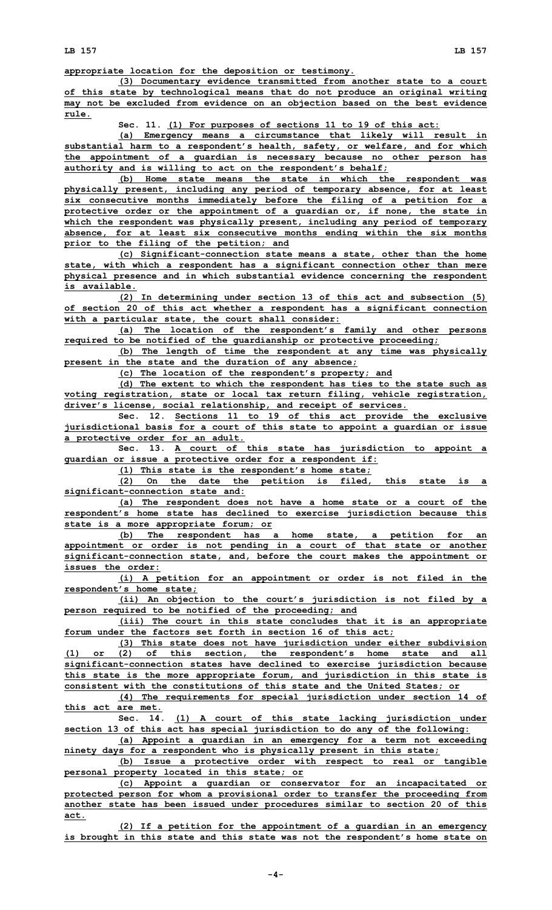**appropriate location for the deposition or testimony.**

**(3) Documentary evidence transmitted from another state to a court of this state by technological means that do not produce an original writing may not be excluded from evidence on an objection based on the best evidence rule.**

**Sec. 11. (1) For purposes of sections 11 to 19 of this act:**

**(a) Emergency means a circumstance that likely will result in substantial harm to a respondent's health, safety, or welfare, and for which the appointment of a guardian is necessary because no other person has authority and is willing to act on the respondent's behalf;**

**(b) Home state means the state in which the respondent was physically present, including any period of temporary absence, for at least six consecutive months immediately before the filing of a petition for a protective order or the appointment of a guardian or, if none, the state in which the respondent was physically present, including any period of temporary absence, for at least six consecutive months ending within the six months prior to the filing of the petition; and**

**(c) Significant-connection state means a state, other than the home state, with which a respondent has a significant connection other than mere physical presence and in which substantial evidence concerning the respondent is available.**

**(2) In determining under section 13 of this act and subsection (5) of section 20 of this act whether a respondent has a significant connection with a particular state, the court shall consider:**

**(a) The location of the respondent's family and other persons required to be notified of the guardianship or protective proceeding;**

**(b) The length of time the respondent at any time was physically present in the state and the duration of any absence;**

**(c) The location of the respondent's property; and**

**(d) The extent to which the respondent has ties to the state such as voting registration, state or local tax return filing, vehicle registration, driver's license, social relationship, and receipt of services.**

**Sec. 12. Sections 11 to 19 of this act provide the exclusive jurisdictional basis for a court of this state to appoint a guardian or issue a protective order for an adult.**

**Sec. 13. A court of this state has jurisdiction to appoint a guardian or issue a protective order for a respondent if:**

**(1) This state is the respondent's home state;**

**(2) On the date the petition is filed, this state is a significant-connection state and:**

**(a) The respondent does not have a home state or a court of the respondent's home state has declined to exercise jurisdiction because this state is a more appropriate forum; or**

**(b) The respondent has a home state, a petition for an appointment or order is not pending in a court of that state or another significant-connection state, and, before the court makes the appointment or issues the order:**

**(i) A petition for an appointment or order is not filed in the respondent's home state;**

**(ii) An objection to the court's jurisdiction is not filed by a person required to be notified of the proceeding; and**

**(iii) The court in this state concludes that it is an appropriate forum under the factors set forth in section 16 of this act;**

**(3) This state does not have jurisdiction under either subdivision (1) or (2) of this section, the respondent's home state and all significant-connection states have declined to exercise jurisdiction because this state is the more appropriate forum, and jurisdiction in this state is consistent with the constitutions of this state and the United States; or**

**(4) The requirements for special jurisdiction under section 14 of this act are met.**

**Sec. 14. (1) A court of this state lacking jurisdiction under section 13 of this act has special jurisdiction to do any of the following:**

**(a) Appoint a guardian in an emergency for a term not exceeding ninety days for a respondent who is physically present in this state;**

**(b) Issue a protective order with respect to real or tangible personal property located in this state; or**

**(c) Appoint a guardian or conservator for an incapacitated or protected person for whom a provisional order to transfer the proceeding from another state has been issued under procedures similar to section 20 of this act.**

**(2) If a petition for the appointment of a guardian in an emergency is brought in this state and this state was not the respondent's home state on**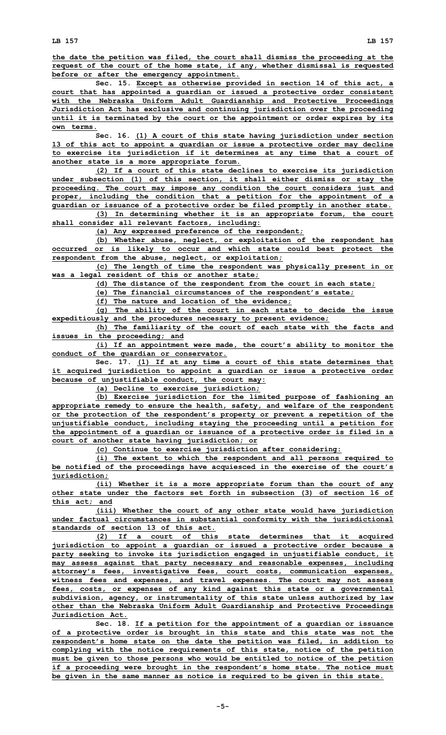the date the petition was filed, the court shall dismiss the proceeding at the request of the court of the home state, if any, whether dismissal is requested before or after the emergency appointment.

Sec. 15. Except as otherwise provided in section 14 of this act, a court that has appointed a guardian or issued a protective order consistent with the Nebraska Uniform Adult Guardianship and Protective Proceedings Jurisdiction Act has exclusive and continuing jurisdiction over the proceeding until it is terminated by the court or the appointment or order expires by its own terms.

Sec. 16. (1) A court of this state having jurisdiction under section 13 of this act to appoint a guardian or issue a protective order may decline to exercise its jurisdiction if it determines at any time that a court of another state is a more appropriate forum.

(2) If a court of this state declines to exercise its jurisdiction under subsection (1) of this section, it shall either dismiss or stay the proceeding. The court may impose any condition the court considers just and proper, including the condition that a petition for the appointment of a guardian or issuance of a protective order be filed promptly in another state.

(3) In determining whether it is an appropriate forum, the court shall consider all relevant factors, including:

(a) Any expressed preference of the respondent;

(b) Whether abuse, neglect, or exploitation of the respondent has occurred or is likely to occur and which state could best protect the respondent from the abuse, neglect, or exploitation;

(c) The length of time the respondent was physically present in or was a legal resident of this or another state;

(d) The distance of the respondent from the court in each state;

(e) The financial circumstances of the respondent's estate;

(f) The nature and location of the evidence;

(g) The ability of the court in each state to decide the issue expeditiously and the procedures necessary to present evidence;

(h) The familiarity of the court of each state with the facts and issues in the proceeding; and

(i) If an appointment were made, the court's ability to monitor the conduct of the guardian or conservator.

Sec. 17. (1) If at any time a court of this state determines that it acquired jurisdiction to appoint a guardian or issue a protective order because of unjustifiable conduct, the court may:

(a) Decline to exercise jurisdiction;

(b) Exercise jurisdiction for the limited purpose of fashioning an appropriate remedy to ensure the health, safety, and welfare of the respondent or the protection of the respondent's property or prevent a repetition of the unjustifiable conduct, including staying the proceeding until a petition for the appointment of a guardian or issuance of a protective order is filed in a court of another state having jurisdiction; or

(c) Continue to exercise jurisdiction after considering:

(i) The extent to which the respondent and all persons required to be notified of the proceedings have acquiesced in the exercise of the court's jurisdiction;

(ii) Whether it is a more appropriate forum than the court of any other state under the factors set forth in subsection (3) of section 16 of this act; and

(iii) Whether the court of any other state would have jurisdiction under factual circumstances in substantial conformity with the jurisdictional standards of section 13 of this act.

(2) If a court of this state determines that it acquired jurisdiction to appoint a guardian or issued a protective order because a party seeking to invoke its jurisdiction engaged in unjustifiable conduct, it may assess against that party necessary and reasonable expenses, including attorney's fees, investigative fees, court costs, communication expenses, witness fees and expenses, and travel expenses. The court may not assess fees, costs, or expenses of any kind against this state or a governmental subdivision, agency, or instrumentality of this state unless authorized by law other than the Nebraska Uniform Adult Guardianship and Protective Proceedings Jurisdiction Act.

Sec. 18. If a petition for the appointment of a guardian or issuance of a protective order is brought in this state and this state was not the respondent's home state on the date the petition was filed, in addition to complying with the notice requirements of this state, notice of the petition must be given to those persons who would be entitled to notice of the petition if a proceeding were brought in the respondent's home state. The notice must be given in the same manner as notice is required to be given in this state.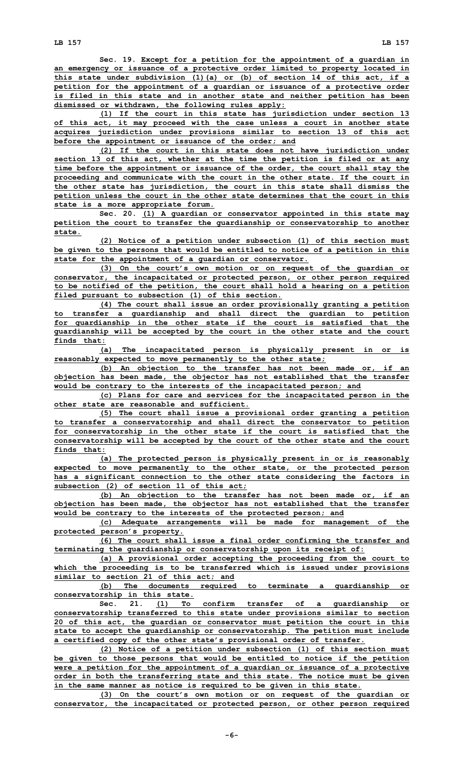Sec. 19. Except for a petition for the appointment of a guardian in an emergency or issuance of a protective order limited to property located in this state under subdivision (1)(a) or (b) of section 14 of this act, if a petition for the appointment of a guardian or issuance of a protective order is filed in this state and in another state and neither petition has been dismissed or withdrawn, the following rules apply:

(1) If the court in this state has jurisdiction under section 13 of this act, it may proceed with the case unless a court in another state acquires jurisdiction under provisions similar to section 13 of this act before the appointment or issuance of the order; and

(2) If the court in this state does not have jurisdiction under section 13 of this act, whether at the time the petition is filed or at any time before the appointment or issuance of the order, the court shall stay the proceeding and communicate with the court in the other state. If the court in the other state has jurisdiction, the court in this state shall dismiss the petition unless the court in the other state determines that the court in this state is a more appropriate forum.

Sec. 20. (1) A guardian or conservator appointed in this state may petition the court to transfer the guardianship or conservatorship to another state.

(2) Notice of a petition under subsection (1) of this section must be given to the persons that would be entitled to notice of a petition in this state for the appointment of a guardian or conservator.

(3) On the court's own motion or on request of the guardian or conservator, the incapacitated or protected person, or other person required to be notified of the petition, the court shall hold a hearing on a petition filed pursuant to subsection (1) of this section.

(4) The court shall issue an order provisionally granting a petition to transfer a guardianship and shall direct the guardian to petition for guardianship in the other state if the court is satisfied that the guardianship will be accepted by the court in the other state and the court finds that:

(a) The incapacitated person is physically present in or is reasonably expected to move permanently to the other state;

(b) An objection to the transfer has not been made or, if an objection has been made, the objector has not established that the transfer would be contrary to the interests of the incapacitated person; and

(c) Plans for care and services for the incapacitated person in the other state are reasonable and sufficient.

(5) The court shall issue a provisional order granting a petition to transfer a conservatorship and shall direct the conservator to petition for conservatorship in the other state if the court is satisfied that the conservatorship will be accepted by the court of the other state and the court finds that:

(a) The protected person is physically present in or is reasonably expected to move permanently to the other state, or the protected person has a significant connection to the other state considering the factors in subsection (2) of section 11 of this act;

(b) An objection to the transfer has not been made or, if an objection has been made, the objector has not established that the transfer would be contrary to the interests of the protected person; and

(c) Adequate arrangements will be made for management of the protected person's property.

(6) The court shall issue a final order confirming the transfer and terminating the guardianship or conservatorship upon its receipt of:

(a) A provisional order accepting the proceeding from the court to which the proceeding is to be transferred which is issued under provisions similar to section 21 of this act; and

(b) The documents required to terminate a guardianship or conservatorship in this state.

Sec. 21. (1) To confirm transfer of a guardianship or conservatorship transferred to this state under provisions similar to section 20 of this act, the guardian or conservator must petition the court in this state to accept the guardianship or conservatorship. The petition must include a certified copy of the other state's provisional order of transfer.

(2) Notice of a petition under subsection (1) of this section must be given to those persons that would be entitled to notice if the petition were a petition for the appointment of a guardian or issuance of a protective order in both the transferring state and this state. The notice must be given in the same manner as notice is required to be given in this state.

(3) On the court's own motion or on request of the guardian or conservator, the incapacitated or protected person, or other person required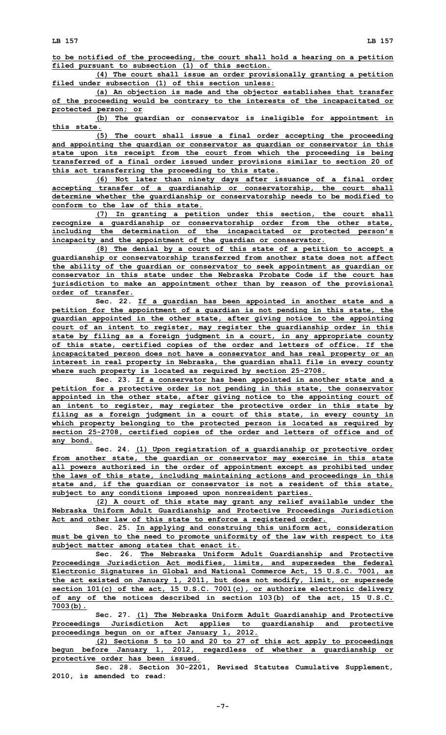to be notified of the proceeding, the court shall hold a hearing on a petition filed pursuant to subsection (1) of this section.

(4) The court shall issue an order provisionally granting a petition filed under subsection (1) of this section unless:

(a) An objection is made and the objector establishes that transfer of the proceeding would be contrary to the interests of the incapacitated or protected person; or

(b) The guardian or conservator is ineligible for appointment in this state.

(5) The court shall issue a final order accepting the proceeding and appointing the guardian or conservator as guardian or conservator in this state upon its receipt from the court from which the proceeding is being transferred of a final order issued under provisions similar to section 20 of this act transferring the proceeding to this state.

(6) Not later than ninety days after issuance of a final order accepting transfer of a guardianship or conservatorship, the court shall determine whether the guardianship or conservatorship needs to be modified to conform to the law of this state.

(7) In granting a petition under this section, the court shall recognize a guardianship or conservatorship order from the other state, including the determination of the incapacitated or protected person's incapacity and the appointment of the guardian or conservator.

(8) The denial by a court of this state of a petition to accept a guardianship or conservatorship transferred from another state does not affect the ability of the guardian or conservator to seek appointment as guardian or conservator in this state under the Nebraska Probate Code if the court has jurisdiction to make an appointment other than by reason of the provisional order of transfer.

Sec. 22. If a guardian has been appointed in another state and a petition for the appointment of a guardian is not pending in this state, the guardian appointed in the other state, after giving notice to the appointing court of an intent to register, may register the guardianship order in this state by filing as a foreign judgment in a court, in any appropriate county of this state, certified copies of the order and letters of office. If the incapacitated person does not have a conservator and has real property or an interest in real property in Nebraska, the guardian shall file in every county where such property is located as required by section 25-2708.

Sec. 23. If a conservator has been appointed in another state and a petition for a protective order is not pending in this state, the conservator appointed in the other state, after giving notice to the appointing court of an intent to register, may register the protective order in this state by filing as a foreign judgment in a court of this state, in every county in which property belonging to the protected person is located as required by section 25-2708, certified copies of the order and letters of office and of any bond.

Sec. 24. (1) Upon registration of a guardianship or protective order from another state, the guardian or conservator may exercise in this state all powers authorized in the order of appointment except as prohibited under the laws of this state, including maintaining actions and proceedings in this state and, if the guardian or conservator is not a resident of this state, subject to any conditions imposed upon nonresident parties.

(2) A court of this state may grant any relief available under the Nebraska Uniform Adult Guardianship and Protective Proceedings Jurisdiction Act and other law of this state to enforce a registered order.

Sec. 25. In applying and construing this uniform act, consideration must be given to the need to promote uniformity of the law with respect to its subject matter among states that enact it.

Sec. 26. The Nebraska Uniform Adult Guardianship and Protective Proceedings Jurisdiction Act modifies, limits, and supersedes the federal Electronic Signatures in Global and National Commerce Act, 15 U.S.C. 7001, as the act existed on January 1, 2011, but does not modify, limit, or supersede section 101(c) of the act, 15 U.S.C. 7001(c), or authorize electronic delivery of any of the notices described in section 103(b) of the act, 15 U.S.C. 7003(b).

Sec. 27. (1) The Nebraska Uniform Adult Guardianship and Protective Proceedings Jurisdiction Act applies to guardianship and protective proceedings begun on or after January 1, 2012.

(2) Sections 5 to 10 and 20 to 27 of this act apply to proceedings begun before January 1, 2012, regardless of whether a guardianship or protective order has been issued.

Sec. 28. Section 30-2201, Revised Statutes Cumulative Supplement, 2010, is amended to read: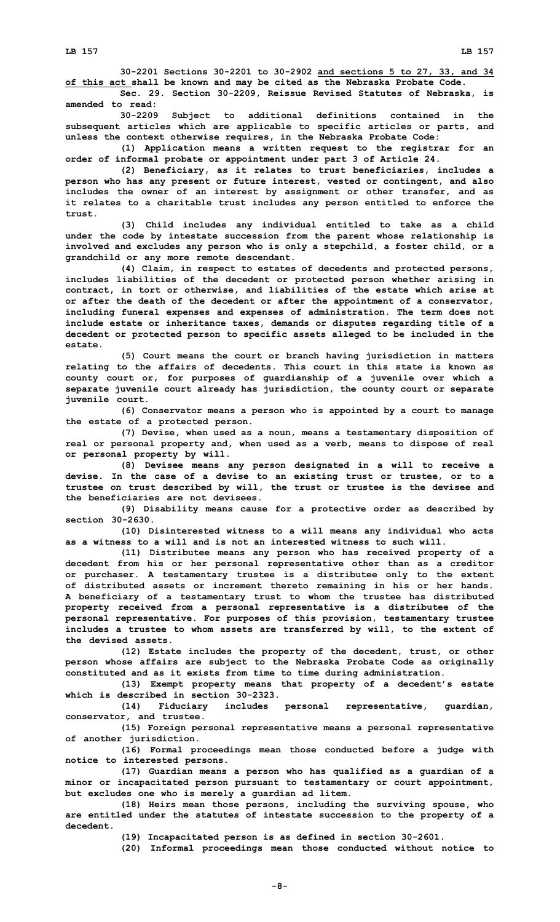30-2201 Sections 30-2201 to 30-2902 <u>and sections 5 to 27, 33, and 34 of this act</u> shall be known and may be cited as the Nebraska Probate Code.

Sec. 29. Section 30-2209, Reissue Revised Statutes of Nebraska, is amended to read:

30-2209 Subject to additional definitions contained in the subsequent articles which are applicable to specific articles or parts, and unless the context otherwise requires, in the Nebraska Probate Code:

(1) Application means a written request to the registrar for an order of informal probate or appointment under part 3 of Article 24.

(2) Beneficiary, as it relates to trust beneficiaries, includes a person who has any present or future interest, vested or contingent, and also includes the owner of an interest by assignment or other transfer, and as it relates to a charitable trust includes any person entitled to enforce the trust.

(3) Child includes any individual entitled to take as a child under the code by intestate succession from the parent whose relationship is involved and excludes any person who is only a stepchild, a foster child, or a grandchild or any more remote descendant.

(4) Claim, in respect to estates of decedents and protected persons, includes liabilities of the decedent or protected person whether arising in contract, in tort or otherwise, and liabilities of the estate which arise at or after the death of the decedent or after the appointment of a conservator, including funeral expenses and expenses of administration. The term does not include estate or inheritance taxes, demands or disputes regarding title of a decedent or protected person to specific assets alleged to be included in the estate.

(5) Court means the court or branch having jurisdiction in matters relating to the affairs of decedents. This court in this state is known as county court or, for purposes of guardianship of a juvenile over which a separate juvenile court already has jurisdiction, the county court or separate juvenile court.

(6) Conservator means a person who is appointed by a court to manage the estate of a protected person.

(7) Devise, when used as a noun, means a testamentary disposition of real or personal property and, when used as a verb, means to dispose of real or personal property by will.

(8) Devisee means any person designated in a will to receive a devise. In the case of a devise to an existing trust or trustee, or to a trustee on trust described by will, the trust or trustee is the devisee and the beneficiaries are not devisees.

(9) Disability means cause for a protective order as described by section 30-2630.

(10) Disinterested witness to a will means any individual who acts as a witness to a will and is not an interested witness to such will.

(11) Distributee means any person who has received property of a decedent from his or her personal representative other than as a creditor or purchaser. A testamentary trustee is a distributee only to the extent of distributed assets or increment thereto remaining in his or her hands. A beneficiary of a testamentary trust to whom the trustee has distributed property received from a personal representative is a distributee of the personal representative. For purposes of this provision, testamentary trustee includes a trustee to whom assets are transferred by will, to the extent of the devised assets.

(12) Estate includes the property of the decedent, trust, or other person whose affairs are subject to the Nebraska Probate Code as originally constituted and as it exists from time to time during administration.

(13) Exempt property means that property of a decedent's estate which is described in section 30-2323.

(14) Fiduciary includes personal representative, guardian, conservator, and trustee.

(15) Foreign personal representative means a personal representative of another jurisdiction.

(16) Formal proceedings mean those conducted before a judge with notice to interested persons.

(17) Guardian means a person who has qualified as a guardian of a minor or incapacitated person pursuant to testamentary or court appointment, but excludes one who is merely a guardian ad litem.

(18) Heirs mean those persons, including the surviving spouse, who are entitled under the statutes of intestate succession to the property of a decedent.

(19) Incapacitated person is as defined in section 30-2601.

(20) Informal proceedings mean those conducted without notice to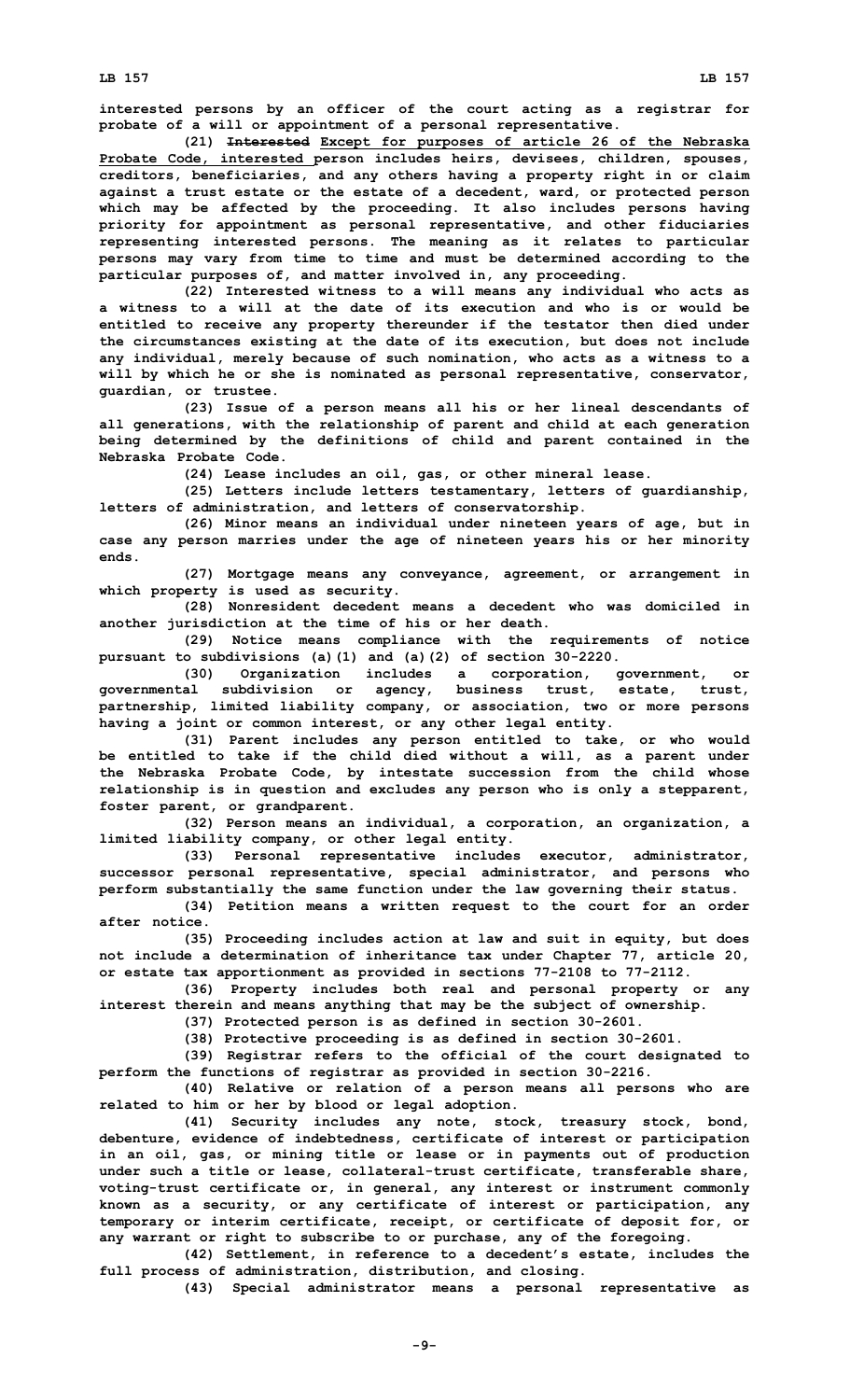**interested persons by an officer of the court acting as a registrar for probate of a will or appointment of a personal representative.**

**(21) ~~Interested~~ Except for purposes of article 26 of the Nebraska Probate Code, interested person includes heirs, devisees, children, spouses, creditors, beneficiaries, and any others having a property right in or claim against a trust estate or the estate of a decedent, ward, or protected person which may be affected by the proceeding. It also includes persons having priority for appointment as personal representative, and other fiduciaries representing interested persons. The meaning as it relates to particular persons may vary from time to time and must be determined according to the particular purposes of, and matter involved in, any proceeding.**

**(22) Interested witness to a will means any individual who acts as a witness to a will at the date of its execution and who is or would be entitled to receive any property thereunder if the testator then died under the circumstances existing at the date of its execution, but does not include any individual, merely because of such nomination, who acts as a witness to a will by which he or she is nominated as personal representative, conservator, guardian, or trustee.**

**(23) Issue of a person means all his or her lineal descendants of all generations, with the relationship of parent and child at each generation being determined by the definitions of child and parent contained in the Nebraska Probate Code.**

**(24) Lease includes an oil, gas, or other mineral lease.**

**(25) Letters include letters testamentary, letters of guardianship, letters of administration, and letters of conservatorship.**

**(26) Minor means an individual under nineteen years of age, but in case any person marries under the age of nineteen years his or her minority ends.**

**(27) Mortgage means any conveyance, agreement, or arrangement in which property is used as security.**

**(28) Nonresident decedent means a decedent who was domiciled in another jurisdiction at the time of his or her death.**

**(29) Notice means compliance with the requirements of notice pursuant to subdivisions (a)(1) and (a)(2) of section 30-2220.**

**(30) Organization includes a corporation, government, or governmental subdivision or agency, business trust, estate, trust, partnership, limited liability company, or association, two or more persons having a joint or common interest, or any other legal entity.**

**(31) Parent includes any person entitled to take, or who would be entitled to take if the child died without a will, as a parent under the Nebraska Probate Code, by intestate succession from the child whose relationship is in question and excludes any person who is only a stepparent, foster parent, or grandparent.**

**(32) Person means an individual, a corporation, an organization, a limited liability company, or other legal entity.**

**(33) Personal representative includes executor, administrator, successor personal representative, special administrator, and persons who perform substantially the same function under the law governing their status.**

**(34) Petition means a written request to the court for an order after notice.**

**(35) Proceeding includes action at law and suit in equity, but does not include a determination of inheritance tax under Chapter 77, article 20, or estate tax apportionment as provided in sections 77-2108 to 77-2112.**

**(36) Property includes both real and personal property or any interest therein and means anything that may be the subject of ownership.**

**(37) Protected person is as defined in section 30-2601.**

**(38) Protective proceeding is as defined in section 30-2601.**

**(39) Registrar refers to the official of the court designated to perform the functions of registrar as provided in section 30-2216.**

**(40) Relative or relation of a person means all persons who are related to him or her by blood or legal adoption.**

**(41) Security includes any note, stock, treasury stock, bond, debenture, evidence of indebtedness, certificate of interest or participation in an oil, gas, or mining title or lease or in payments out of production under such a title or lease, collateral-trust certificate, transferable share, voting-trust certificate or, in general, any interest or instrument commonly known as a security, or any certificate of interest or participation, any temporary or interim certificate, receipt, or certificate of deposit for, or any warrant or right to subscribe to or purchase, any of the foregoing.**

**(42) Settlement, in reference to a decedent's estate, includes the full process of administration, distribution, and closing.**

**(43) Special administrator means a personal representative as**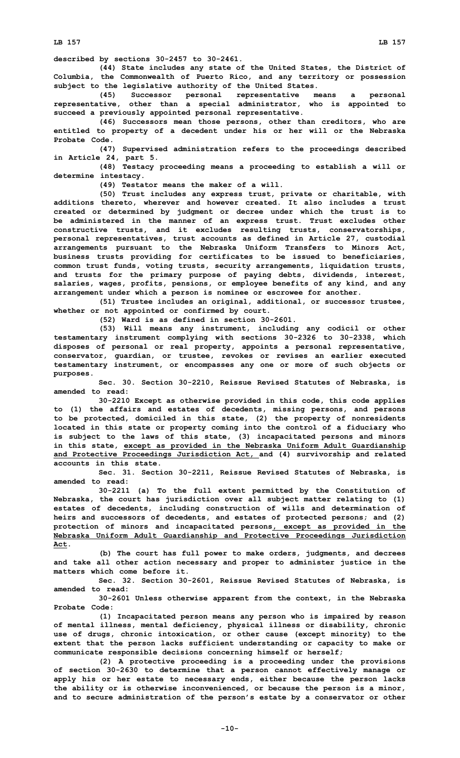described by sections 30-2457 to 30-2461.

(44) State includes any state of the United States, the District of Columbia, the Commonwealth of Puerto Rico, and any territory or possession subject to the legislative authority of the United States.

(45) Successor personal representative means a personal representative, other than a special administrator, who is appointed to succeed a previously appointed personal representative.

(46) Successors mean those persons, other than creditors, who are entitled to property of a decedent under his or her will or the Nebraska Probate Code.

(47) Supervised administration refers to the proceedings described in Article 24, part 5.

(48) Testacy proceeding means a proceeding to establish a will or determine intestacy.

(49) Testator means the maker of a will.

(50) Trust includes any express trust, private or charitable, with additions thereto, wherever and however created. It also includes a trust created or determined by judgment or decree under which the trust is to be administered in the manner of an express trust. Trust excludes other constructive trusts, and it excludes resulting trusts, conservatorships, personal representatives, trust accounts as defined in Article 27, custodial arrangements pursuant to the Nebraska Uniform Transfers to Minors Act, business trusts providing for certificates to be issued to beneficiaries, common trust funds, voting trusts, security arrangements, liquidation trusts, and trusts for the primary purpose of paying debts, dividends, interest, salaries, wages, profits, pensions, or employee benefits of any kind, and any arrangement under which a person is nominee or escrowee for another.

(51) Trustee includes an original, additional, or successor trustee, whether or not appointed or confirmed by court.

(52) Ward is as defined in section 30-2601.

(53) Will means any instrument, including any codicil or other testamentary instrument complying with sections 30-2326 to 30-2338, which disposes of personal or real property, appoints a personal representative, conservator, guardian, or trustee, revokes or revises an earlier executed testamentary instrument, or encompasses any one or more of such objects or purposes.

Sec. 30. Section 30-2210, Reissue Revised Statutes of Nebraska, is amended to read:

30-2210 Except as otherwise provided in this code, this code applies to (1) the affairs and estates of decedents, missing persons, and persons to be protected, domiciled in this state, (2) the property of nonresidents located in this state or property coming into the control of a fiduciary who is subject to the laws of this state, (3) incapacitated persons and minors in this state, <u>except as provided in the Nebraska Uniform Adult Guardianship and Protective Proceedings Jurisdiction Act,</u> and (4) survivorship and related accounts in this state.

Sec. 31. Section 30-2211, Reissue Revised Statutes of Nebraska, is amended to read:

30-2211 (a) To the full extent permitted by the Constitution of Nebraska, the court has jurisdiction over all subject matter relating to (1) estates of decedents, including construction of wills and determination of heirs and successors of decedents, and estates of protected persons; and (2) protection of minors and incapacitated persons<u>, except as provided in the Nebraska Uniform Adult Guardianship and Protective Proceedings Jurisdiction Act</u>.

(b) The court has full power to make orders, judgments, and decrees and take all other action necessary and proper to administer justice in the matters which come before it.

Sec. 32. Section 30-2601, Reissue Revised Statutes of Nebraska, is amended to read:

30-2601 Unless otherwise apparent from the context, in the Nebraska Probate Code:

(1) Incapacitated person means any person who is impaired by reason of mental illness, mental deficiency, physical illness or disability, chronic use of drugs, chronic intoxication, or other cause (except minority) to the extent that the person lacks sufficient understanding or capacity to make or communicate responsible decisions concerning himself or herself;

(2) A protective proceeding is a proceeding under the provisions of section 30-2630 to determine that a person cannot effectively manage or apply his or her estate to necessary ends, either because the person lacks the ability or is otherwise inconvenienced, or because the person is a minor, and to secure administration of the person's estate by a conservator or other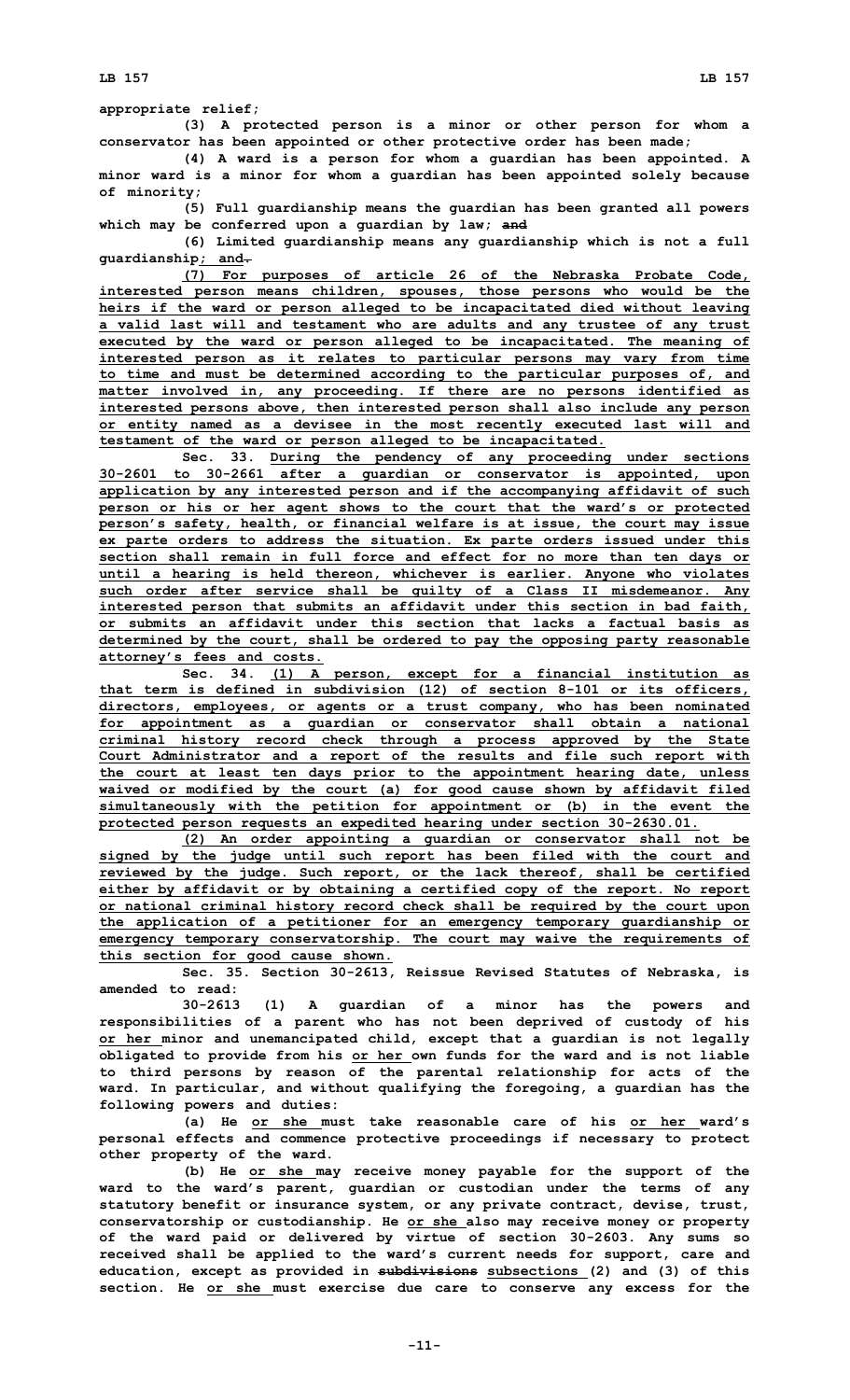appropriate relief;

(3) A protected person is a minor or other person for whom a conservator has been appointed or other protective order has been made;

(4) A ward is a person for whom a guardian has been appointed. A minor ward is a minor for whom a guardian has been appointed solely because of minority;

(5) Full guardianship means the guardian has been granted all powers which may be conferred upon a guardian by law; ~~and~~

(6) Limited guardianship means any guardianship which is not a full guardianship; and.

(7) For purposes of article 26 of the Nebraska Probate Code, interested person means children, spouses, those persons who would be the heirs if the ward or person alleged to be incapacitated died without leaving a valid last will and testament who are adults and any trustee of any trust executed by the ward or person alleged to be incapacitated. The meaning of interested person as it relates to particular persons may vary from time to time and must be determined according to the particular purposes of, and matter involved in, any proceeding. If there are no persons identified as interested persons above, then interested person shall also include any person or entity named as a devisee in the most recently executed last will and testament of the ward or person alleged to be incapacitated.

Sec. 33. During the pendency of any proceeding under sections 30-2601 to 30-2661 after a guardian or conservator is appointed, upon application by any interested person and if the accompanying affidavit of such person or his or her agent shows to the court that the ward's or protected person's safety, health, or financial welfare is at issue, the court may issue ex parte orders to address the situation. Ex parte orders issued under this section shall remain in full force and effect for no more than ten days or until a hearing is held thereon, whichever is earlier. Anyone who violates such order after service shall be guilty of a Class II misdemeanor. Any interested person that submits an affidavit under this section in bad faith, or submits an affidavit under this section that lacks a factual basis as determined by the court, shall be ordered to pay the opposing party reasonable attorney's fees and costs.

Sec. 34. (1) A person, except for a financial institution as that term is defined in subdivision (12) of section 8-101 or its officers, directors, employees, or agents or a trust company, who has been nominated for appointment as a guardian or conservator shall obtain a national criminal history record check through a process approved by the State Court Administrator and a report of the results and file such report with the court at least ten days prior to the appointment hearing date, unless waived or modified by the court (a) for good cause shown by affidavit filed simultaneously with the petition for appointment or (b) in the event the protected person requests an expedited hearing under section 30-2630.01.

(2) An order appointing a guardian or conservator shall not be signed by the judge until such report has been filed with the court and reviewed by the judge. Such report, or the lack thereof, shall be certified either by affidavit or by obtaining a certified copy of the report. No report or national criminal history record check shall be required by the court upon the application of a petitioner for an emergency temporary guardianship or emergency temporary conservatorship. The court may waive the requirements of this section for good cause shown.

Sec. 35. Section 30-2613, Reissue Revised Statutes of Nebraska, is amended to read:

30-2613 (1) A guardian of a minor has the powers and responsibilities of a parent who has not been deprived of custody of his or her minor and unemancipated child, except that a guardian is not legally obligated to provide from his or her own funds for the ward and is not liable to third persons by reason of the parental relationship for acts of the ward. In particular, and without qualifying the foregoing, a guardian has the following powers and duties:

(a) He or she must take reasonable care of his or her ward's personal effects and commence protective proceedings if necessary to protect other property of the ward.

(b) He or she may receive money payable for the support of the ward to the ward's parent, guardian or custodian under the terms of any statutory benefit or insurance system, or any private contract, devise, trust, conservatorship or custodianship. He or she also may receive money or property of the ward paid or delivered by virtue of section 30-2603. Any sums so received shall be applied to the ward's current needs for support, care and education, except as provided in ~~subdivisions~~ subsections (2) and (3) of this section. He or she must exercise due care to conserve any excess for the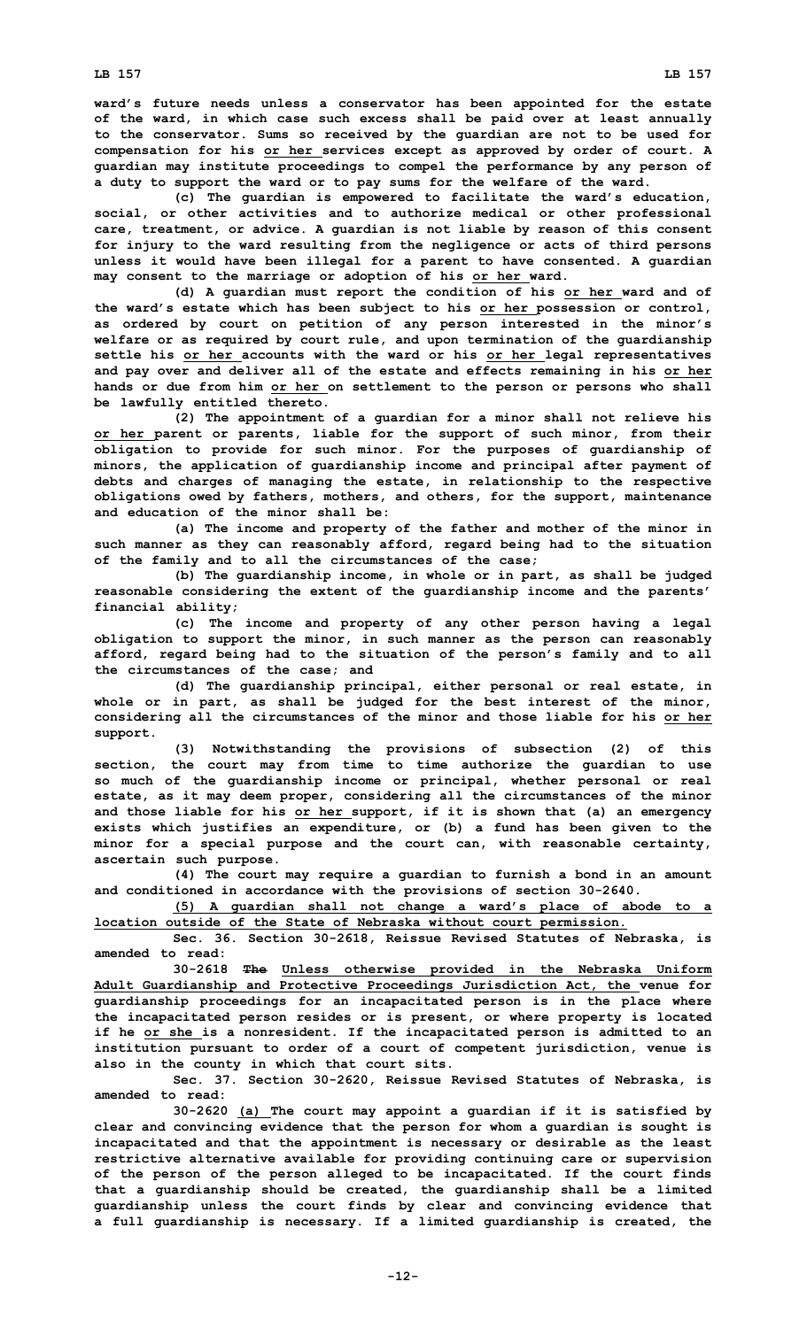ward's future needs unless a conservator has been appointed for the estate of the ward, in which case such excess shall be paid over at least annually to the conservator. Sums so received by the guardian are not to be used for compensation for his <u>or her</u> services except as approved by order of court. A guardian may institute proceedings to compel the performance by any person of a duty to support the ward or to pay sums for the welfare of the ward.

(c) The guardian is empowered to facilitate the ward's education, social, or other activities and to authorize medical or other professional care, treatment, or advice. A guardian is not liable by reason of this consent for injury to the ward resulting from the negligence or acts of third persons unless it would have been illegal for a parent to have consented. A guardian may consent to the marriage or adoption of his <u>or her</u> ward.

(d) A guardian must report the condition of his <u>or her</u> ward and of the ward's estate which has been subject to his <u>or her</u> possession or control, as ordered by court on petition of any person interested in the minor's welfare or as required by court rule, and upon termination of the guardianship settle his <u>or her</u> accounts with the ward or his <u>or her</u> legal representatives and pay over and deliver all of the estate and effects remaining in his <u>or her</u> hands or due from him <u>or her</u> on settlement to the person or persons who shall be lawfully entitled thereto.

(2) The appointment of a guardian for a minor shall not relieve his <u>or her</u> parent or parents, liable for the support of such minor, from their obligation to provide for such minor. For the purposes of guardianship of minors, the application of guardianship income and principal after payment of debts and charges of managing the estate, in relationship to the respective obligations owed by fathers, mothers, and others, for the support, maintenance and education of the minor shall be:

(a) The income and property of the father and mother of the minor in such manner as they can reasonably afford, regard being had to the situation of the family and to all the circumstances of the case;

(b) The guardianship income, in whole or in part, as shall be judged reasonable considering the extent of the guardianship income and the parents' financial ability;

(c) The income and property of any other person having a legal obligation to support the minor, in such manner as the person can reasonably afford, regard being had to the situation of the person's family and to all the circumstances of the case; and

(d) The guardianship principal, either personal or real estate, in whole or in part, as shall be judged for the best interest of the minor, considering all the circumstances of the minor and those liable for his <u>or her</u> support.

(3) Notwithstanding the provisions of subsection (2) of this section, the court may from time to time authorize the guardian to use so much of the guardianship income or principal, whether personal or real estate, as it may deem proper, considering all the circumstances of the minor and those liable for his <u>or her</u> support, if it is shown that (a) an emergency exists which justifies an expenditure, or (b) a fund has been given to the minor for a special purpose and the court can, with reasonable certainty, ascertain such purpose.

(4) The court may require a guardian to furnish a bond in an amount and conditioned in accordance with the provisions of section 30-2640.

<u>(5) A guardian shall not change a ward's place of abode to a location outside of the State of Nebraska without court permission.</u>

Sec. 36. Section 30-2618, Reissue Revised Statutes of Nebraska, is amended to read:

30-2618 ~~The~~ <u>Unless otherwise provided in the Nebraska Uniform Adult Guardianship and Protective Proceedings Jurisdiction Act, the</u> venue for guardianship proceedings for an incapacitated person is in the place where the incapacitated person resides or is present, or where property is located if he <u>or she</u> is a nonresident. If the incapacitated person is admitted to an institution pursuant to order of a court of competent jurisdiction, venue is also in the county in which that court sits.

Sec. 37. Section 30-2620, Reissue Revised Statutes of Nebraska, is amended to read:

30-2620 <u>(a)</u> The court may appoint a guardian if it is satisfied by clear and convincing evidence that the person for whom a guardian is sought is incapacitated and that the appointment is necessary or desirable as the least restrictive alternative available for providing continuing care or supervision of the person of the person alleged to be incapacitated. If the court finds that a guardianship should be created, the guardianship shall be a limited guardianship unless the court finds by clear and convincing evidence that a full guardianship is necessary. If a limited guardianship is created, the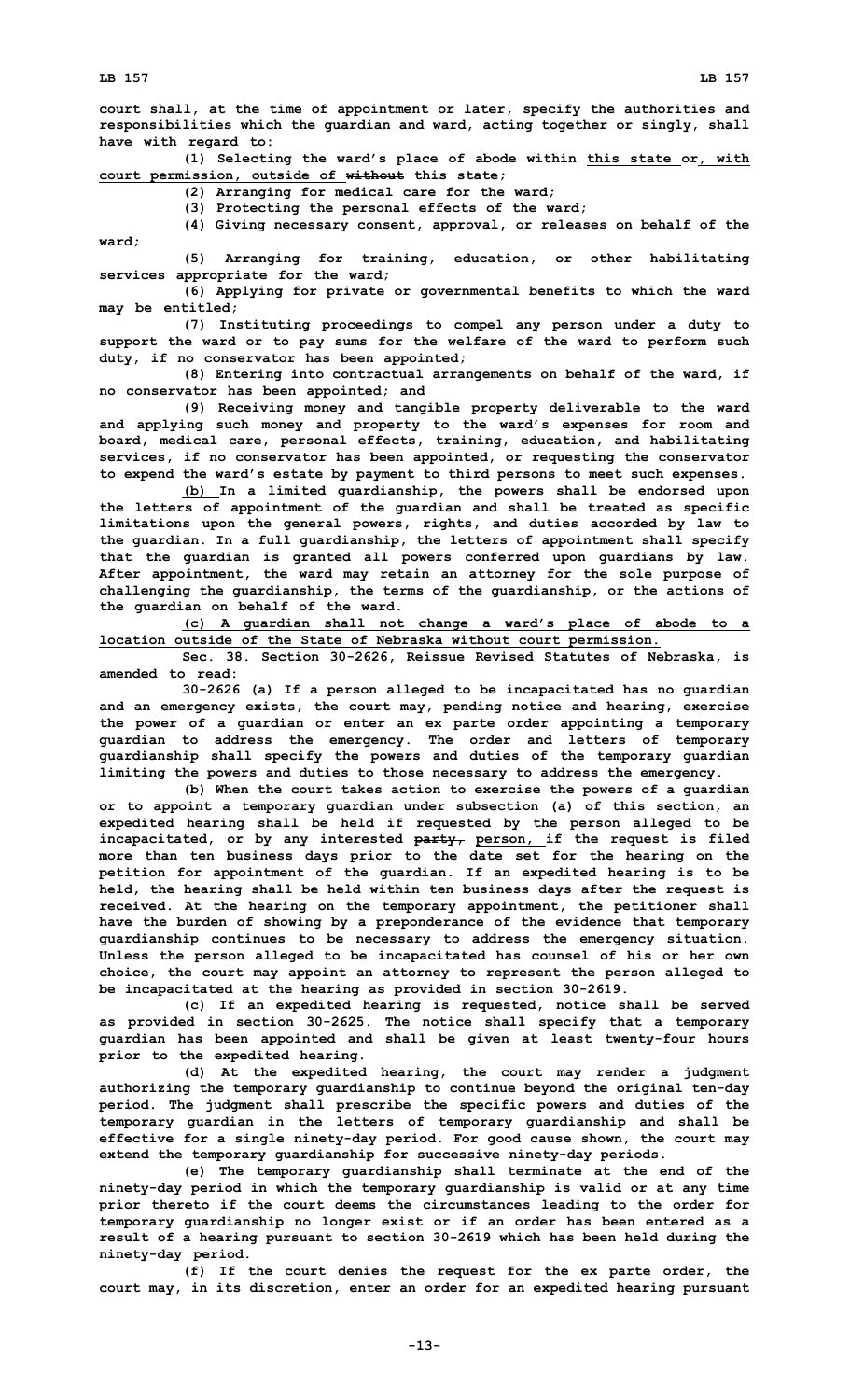court shall, at the time of appointment or later, specify the authorities and responsibilities which the guardian and ward, acting together or singly, shall have with regard to:

(1) Selecting the ward's place of abode within this state or, with court permission, outside of ~~without~~ this state;

(2) Arranging for medical care for the ward;

(3) Protecting the personal effects of the ward;

(4) Giving necessary consent, approval, or releases on behalf of the ward;

(5) Arranging for training, education, or other habilitating services appropriate for the ward;

(6) Applying for private or governmental benefits to which the ward may be entitled;

(7) Instituting proceedings to compel any person under a duty to support the ward or to pay sums for the welfare of the ward to perform such duty, if no conservator has been appointed;

(8) Entering into contractual arrangements on behalf of the ward, if no conservator has been appointed; and

(9) Receiving money and tangible property deliverable to the ward and applying such money and property to the ward's expenses for room and board, medical care, personal effects, training, education, and habilitating services, if no conservator has been appointed, or requesting the conservator to expend the ward's estate by payment to third persons to meet such expenses.

(b) In a limited guardianship, the powers shall be endorsed upon the letters of appointment of the guardian and shall be treated as specific limitations upon the general powers, rights, and duties accorded by law to the guardian. In a full guardianship, the letters of appointment shall specify that the guardian is granted all powers conferred upon guardians by law. After appointment, the ward may retain an attorney for the sole purpose of challenging the guardianship, the terms of the guardianship, or the actions of the guardian on behalf of the ward.

(c) A guardian shall not change a ward's place of abode to a location outside of the State of Nebraska without court permission.

Sec. 38. Section 30-2626, Reissue Revised Statutes of Nebraska, is amended to read:

30-2626 (a) If a person alleged to be incapacitated has no guardian and an emergency exists, the court may, pending notice and hearing, exercise the power of a guardian or enter an ex parte order appointing a temporary guardian to address the emergency. The order and letters of temporary guardianship shall specify the powers and duties of the temporary guardian limiting the powers and duties to those necessary to address the emergency.

(b) When the court takes action to exercise the powers of a guardian or to appoint a temporary guardian under subsection (a) of this section, an expedited hearing shall be held if requested by the person alleged to be incapacitated, or by any interested ~~party,~~ person, if the request is filed more than ten business days prior to the date set for the hearing on the petition for appointment of the guardian. If an expedited hearing is to be held, the hearing shall be held within ten business days after the request is received. At the hearing on the temporary appointment, the petitioner shall have the burden of showing by a preponderance of the evidence that temporary guardianship continues to be necessary to address the emergency situation. Unless the person alleged to be incapacitated has counsel of his or her own choice, the court may appoint an attorney to represent the person alleged to be incapacitated at the hearing as provided in section 30-2619.

(c) If an expedited hearing is requested, notice shall be served as provided in section 30-2625. The notice shall specify that a temporary guardian has been appointed and shall be given at least twenty-four hours prior to the expedited hearing.

(d) At the expedited hearing, the court may render a judgment authorizing the temporary guardianship to continue beyond the original ten-day period. The judgment shall prescribe the specific powers and duties of the temporary guardian in the letters of temporary guardianship and shall be effective for a single ninety-day period. For good cause shown, the court may extend the temporary guardianship for successive ninety-day periods.

(e) The temporary guardianship shall terminate at the end of the ninety-day period in which the temporary guardianship is valid or at any time prior thereto if the court deems the circumstances leading to the order for temporary guardianship no longer exist or if an order has been entered as a result of a hearing pursuant to section 30-2619 which has been held during the ninety-day period.

(f) If the court denies the request for the ex parte order, the court may, in its discretion, enter an order for an expedited hearing pursuant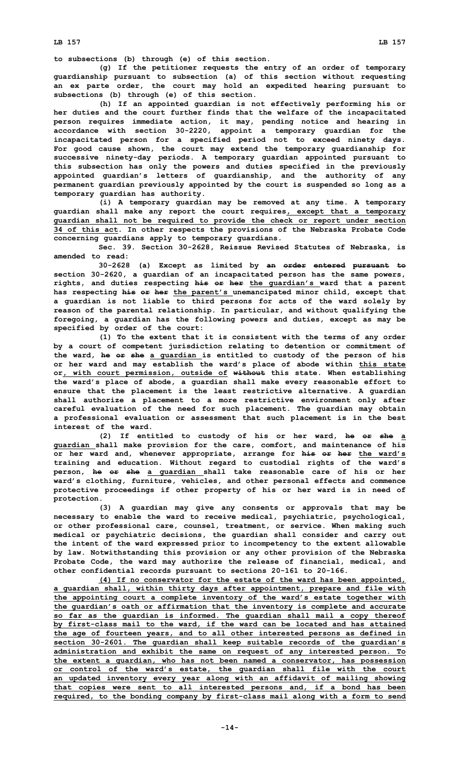to subsections (b) through (e) of this section.

(g) If the petitioner requests the entry of an order of temporary guardianship pursuant to subsection (a) of this section without requesting an ex parte order, the court may hold an expedited hearing pursuant to subsections (b) through (e) of this section.

(h) If an appointed guardian is not effectively performing his or her duties and the court further finds that the welfare of the incapacitated person requires immediate action, it may, pending notice and hearing in accordance with section 30-2220, appoint a temporary guardian for the incapacitated person for a specified period not to exceed ninety days. For good cause shown, the court may extend the temporary guardianship for successive ninety-day periods. A temporary guardian appointed pursuant to this subsection has only the powers and duties specified in the previously appointed guardian's letters of guardianship, and the authority of any permanent guardian previously appointed by the court is suspended so long as a temporary guardian has authority.

(i) A temporary guardian may be removed at any time. A temporary guardian shall make any report the court requires, except that a temporary guardian shall not be required to provide the check or report under section 34 of this act. In other respects the provisions of the Nebraska Probate Code concerning guardians apply to temporary guardians.

Sec. 39. Section 30-2628, Reissue Revised Statutes of Nebraska, is amended to read:

30-2628 (a) Except as limited by ~~an order entered pursuant to~~ section 30-2620, a guardian of an incapacitated person has the same powers, rights, and duties respecting ~~his or her~~ the guardian's ward that a parent has respecting ~~his or her~~ the parent's unemancipated minor child, except that a guardian is not liable to third persons for acts of the ward solely by reason of the parental relationship. In particular, and without qualifying the foregoing, a guardian has the following powers and duties, except as may be specified by order of the court:

(1) To the extent that it is consistent with the terms of any order by a court of competent jurisdiction relating to detention or commitment of the ward, ~~he or she~~ a guardian is entitled to custody of the person of his or her ward and may establish the ward's place of abode within this state or, with court permission, outside of ~~without~~ this state. When establishing the ward's place of abode, a guardian shall make every reasonable effort to ensure that the placement is the least restrictive alternative. A guardian shall authorize a placement to a more restrictive environment only after careful evaluation of the need for such placement. The guardian may obtain a professional evaluation or assessment that such placement is in the best interest of the ward.

(2) If entitled to custody of his or her ward, ~~he or she~~ a guardian shall make provision for the care, comfort, and maintenance of his or her ward and, whenever appropriate, arrange for ~~his or her~~ the ward's training and education. Without regard to custodial rights of the ward's person, ~~he or she~~ a guardian shall take reasonable care of his or her ward's clothing, furniture, vehicles, and other personal effects and commence protective proceedings if other property of his or her ward is in need of protection.

(3) A guardian may give any consents or approvals that may be necessary to enable the ward to receive medical, psychiatric, psychological, or other professional care, counsel, treatment, or service. When making such medical or psychiatric decisions, the guardian shall consider and carry out the intent of the ward expressed prior to incompetency to the extent allowable by law. Notwithstanding this provision or any other provision of the Nebraska Probate Code, the ward may authorize the release of financial, medical, and other confidential records pursuant to sections 20-161 to 20-166.

(4) If no conservator for the estate of the ward has been appointed, a guardian shall, within thirty days after appointment, prepare and file with the appointing court a complete inventory of the ward's estate together with the guardian's oath or affirmation that the inventory is complete and accurate so far as the guardian is informed. The guardian shall mail a copy thereof by first-class mail to the ward, if the ward can be located and has attained the age of fourteen years, and to all other interested persons as defined in section 30-2601. The guardian shall keep suitable records of the guardian's administration and exhibit the same on request of any interested person. To the extent a guardian, who has not been named a conservator, has possession or control of the ward's estate, the guardian shall file with the court an updated inventory every year along with an affidavit of mailing showing that copies were sent to all interested persons and, if a bond has been required, to the bonding company by first-class mail along with a form to send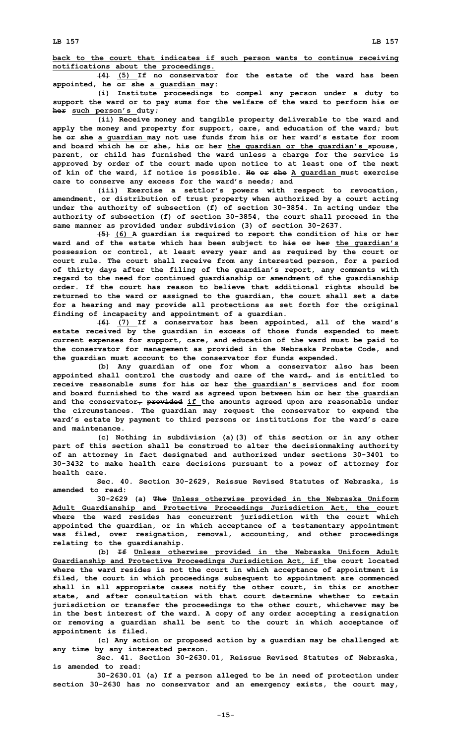back to the court that indicates if such person wants to continue receiving notifications about the proceedings.

~~(4)~~ (5) If no conservator for the estate of the ward has been appointed, ~~he or she~~ a guardian may:

(i) Institute proceedings to compel any person under a duty to support the ward or to pay sums for the welfare of the ward to perform ~~his or her~~ such person's duty;

(ii) Receive money and tangible property deliverable to the ward and apply the money and property for support, care, and education of the ward; but ~~he or she~~ a guardian may not use funds from his or her ward's estate for room and board which ~~he or she, his or her~~ the guardian or the guardian's spouse, parent, or child has furnished the ward unless a charge for the service is approved by order of the court made upon notice to at least one of the next of kin of the ward, if notice is possible. ~~He or she~~ A guardian must exercise care to conserve any excess for the ward's needs; and

(iii) Exercise a settlor's powers with respect to revocation, amendment, or distribution of trust property when authorized by a court acting under the authority of subsection (f) of section 30-3854. In acting under the authority of subsection (f) of section 30-3854, the court shall proceed in the same manner as provided under subdivision (3) of section 30-2637.

~~(5)~~ (6) A guardian is required to report the condition of his or her ward and of the estate which has been subject to ~~his or her~~ the guardian's possession or control, at least every year and as required by the court or court rule. The court shall receive from any interested person, for a period of thirty days after the filing of the guardian's report, any comments with regard to the need for continued guardianship or amendment of the guardianship order. If the court has reason to believe that additional rights should be returned to the ward or assigned to the guardian, the court shall set a date for a hearing and may provide all protections as set forth for the original finding of incapacity and appointment of a guardian.

~~(6)~~ (7) If a conservator has been appointed, all of the ward's estate received by the guardian in excess of those funds expended to meet current expenses for support, care, and education of the ward must be paid to the conservator for management as provided in the Nebraska Probate Code, and the guardian must account to the conservator for funds expended.

(b) Any guardian of one for whom a conservator also has been appointed shall control the custody and care of the ward~~,~~ and is entitled to receive reasonable sums for ~~his or her~~ the guardian's services and for room and board furnished to the ward as agreed upon between ~~him or her~~ the guardian and the conservator~~, provided~~ if the amounts agreed upon are reasonable under the circumstances. The guardian may request the conservator to expend the ward's estate by payment to third persons or institutions for the ward's care and maintenance.

(c) Nothing in subdivision (a)(3) of this section or in any other part of this section shall be construed to alter the decisionmaking authority of an attorney in fact designated and authorized under sections 30-3401 to 30-3432 to make health care decisions pursuant to a power of attorney for health care.

Sec. 40. Section 30-2629, Reissue Revised Statutes of Nebraska, is amended to read:

30-2629 (a) ~~The~~ Unless otherwise provided in the Nebraska Uniform Adult Guardianship and Protective Proceedings Jurisdiction Act, the court where the ward resides has concurrent jurisdiction with the court which appointed the guardian, or in which acceptance of a testamentary appointment was filed, over resignation, removal, accounting, and other proceedings relating to the guardianship.

(b) ~~If~~ Unless otherwise provided in the Nebraska Uniform Adult Guardianship and Protective Proceedings Jurisdiction Act, if the court located where the ward resides is not the court in which acceptance of appointment is filed, the court in which proceedings subsequent to appointment are commenced shall in all appropriate cases notify the other court, in this or another state, and after consultation with that court determine whether to retain jurisdiction or transfer the proceedings to the other court, whichever may be in the best interest of the ward. A copy of any order accepting a resignation or removing a guardian shall be sent to the court in which acceptance of appointment is filed.

(c) Any action or proposed action by a guardian may be challenged at any time by any interested person.

Sec. 41. Section 30-2630.01, Reissue Revised Statutes of Nebraska, is amended to read:

30-2630.01 (a) If a person alleged to be in need of protection under section 30-2630 has no conservator and an emergency exists, the court may,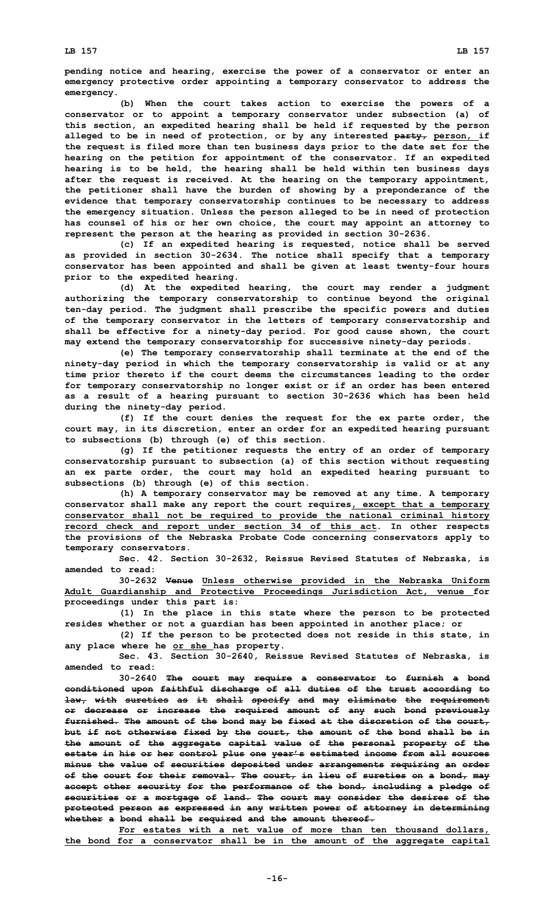pending notice and hearing, exercise the power of a conservator or enter an emergency protective order appointing a temporary conservator to address the emergency.

(b) When the court takes action to exercise the powers of a conservator or to appoint a temporary conservator under subsection (a) of this section, an expedited hearing shall be held if requested by the person alleged to be in need of protection, or by any interested ~~party,~~ person, if the request is filed more than ten business days prior to the date set for the hearing on the petition for appointment of the conservator. If an expedited hearing is to be held, the hearing shall be held within ten business days after the request is received. At the hearing on the temporary appointment, the petitioner shall have the burden of showing by a preponderance of the evidence that temporary conservatorship continues to be necessary to address the emergency situation. Unless the person alleged to be in need of protection has counsel of his or her own choice, the court may appoint an attorney to represent the person at the hearing as provided in section 30-2636.

(c) If an expedited hearing is requested, notice shall be served as provided in section 30-2634. The notice shall specify that a temporary conservator has been appointed and shall be given at least twenty-four hours prior to the expedited hearing.

(d) At the expedited hearing, the court may render a judgment authorizing the temporary conservatorship to continue beyond the original ten-day period. The judgment shall prescribe the specific powers and duties of the temporary conservator in the letters of temporary conservatorship and shall be effective for a ninety-day period. For good cause shown, the court may extend the temporary conservatorship for successive ninety-day periods.

(e) The temporary conservatorship shall terminate at the end of the ninety-day period in which the temporary conservatorship is valid or at any time prior thereto if the court deems the circumstances leading to the order for temporary conservatorship no longer exist or if an order has been entered as a result of a hearing pursuant to section 30-2636 which has been held during the ninety-day period.

(f) If the court denies the request for the ex parte order, the court may, in its discretion, enter an order for an expedited hearing pursuant to subsections (b) through (e) of this section.

(g) If the petitioner requests the entry of an order of temporary conservatorship pursuant to subsection (a) of this section without requesting an ex parte order, the court may hold an expedited hearing pursuant to subsections (b) through (e) of this section.

(h) A temporary conservator may be removed at any time. A temporary conservator shall make any report the court requires, except that a temporary conservator shall not be required to provide the national criminal history record check and report under section 34 of this act. In other respects the provisions of the Nebraska Probate Code concerning conservators apply to temporary conservators.

Sec. 42. Section 30-2632, Reissue Revised Statutes of Nebraska, is amended to read:

30-2632 ~~Venue~~ Unless otherwise provided in the Nebraska Uniform Adult Guardianship and Protective Proceedings Jurisdiction Act, venue for proceedings under this part is:

(1) In the place in this state where the person to be protected resides whether or not a guardian has been appointed in another place; or

(2) If the person to be protected does not reside in this state, in any place where he or she has property.

Sec. 43. Section 30-2640, Reissue Revised Statutes of Nebraska, is amended to read:

30-2640 ~~The court may require a conservator to furnish a bond conditioned upon faithful discharge of all duties of the trust according to law, with sureties as it shall specify and may eliminate the requirement or decrease or increase the required amount of any such bond previously furnished. The amount of the bond may be fixed at the discretion of the court, but if not otherwise fixed by the court, the amount of the bond shall be in the amount of the aggregate capital value of the personal property of the estate in his or her control plus one year's estimated income from all sources minus the value of securities deposited under arrangements requiring an order of the court for their removal. The court, in lieu of sureties on a bond, may accept other security for the performance of the bond, including a pledge of securities or a mortgage of land. The court may consider the desires of the protected person as expressed in any written power of attorney in determining whether a bond shall be required and the amount thereof.~~

For estates with a net value of more than ten thousand dollars, the bond for a conservator shall be in the amount of the aggregate capital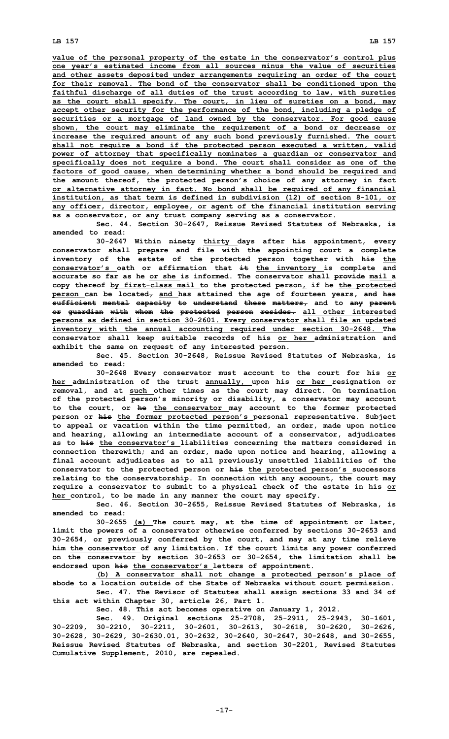value of the personal property of the estate in the conservator's control plus one year's estimated income from all sources minus the value of securities and other assets deposited under arrangements requiring an order of the court for their removal. The bond of the conservator shall be conditioned upon the faithful discharge of all duties of the trust according to law, with sureties as the court shall specify. The court, in lieu of sureties on a bond, may accept other security for the performance of the bond, including a pledge of securities or a mortgage of land owned by the conservator. For good cause shown, the court may eliminate the requirement of a bond or decrease or increase the required amount of any such bond previously furnished. The court shall not require a bond if the protected person executed a written, valid power of attorney that specifically nominates a guardian or conservator and specifically does not require a bond. The court shall consider as one of the factors of good cause, when determining whether a bond should be required and the amount thereof, the protected person's choice of any attorney in fact or alternative attorney in fact. No bond shall be required of any financial institution, as that term is defined in subdivision (12) of section 8-101, or any officer, director, employee, or agent of the financial institution serving as a conservator, or any trust company serving as a conservator.

Sec. 44. Section 30-2647, Reissue Revised Statutes of Nebraska, is amended to read:

30-2647 Within ~~ninety~~ thirty days after ~~his~~ appointment, every conservator shall prepare and file with the appointing court a complete inventory of the estate of the protected person together with ~~his~~ the conservator's oath or affirmation that ~~it~~ the inventory is complete and accurate so far as he or she is informed. The conservator shall ~~provide~~ mail a copy thereof by first-class mail to the protected person, if ~~he~~ the protected person can be located~~,~~ and has attained the age of fourteen years, ~~and has sufficient mental capacity to understand these matters,~~ and to ~~any parent or guardian with whom the protected person resides.~~ all other interested persons as defined in section 30-2601. Every conservator shall file an updated inventory with the annual accounting required under section 30-2648. The conservator shall keep suitable records of his or her administration and exhibit the same on request of any interested person.

Sec. 45. Section 30-2648, Reissue Revised Statutes of Nebraska, is amended to read:

30-2648 Every conservator must account to the court for his or her administration of the trust annually, upon his or her resignation or removal, and at such other times as the court may direct. On termination of the protected person's minority or disability, a conservator may account to the court, or ~~he~~ the conservator may account to the former protected person or ~~his~~ the former protected person's personal representative. Subject to appeal or vacation within the time permitted, an order, made upon notice and hearing, allowing an intermediate account of a conservator, adjudicates as to ~~his~~ the conservator's liabilities concerning the matters considered in connection therewith; and an order, made upon notice and hearing, allowing a final account adjudicates as to all previously unsettled liabilities of the conservator to the protected person or ~~his~~ the protected person's successors relating to the conservatorship. In connection with any account, the court may require a conservator to submit to a physical check of the estate in his or her control, to be made in any manner the court may specify.

Sec. 46. Section 30-2655, Reissue Revised Statutes of Nebraska, is amended to read:

30-2655 (a) The court may, at the time of appointment or later, limit the powers of a conservator otherwise conferred by sections 30-2653 and 30-2654, or previously conferred by the court, and may at any time relieve ~~him~~ the conservator of any limitation. If the court limits any power conferred on the conservator by section 30-2653 or 30-2654, the limitation shall be endorsed upon ~~his~~ the conservator's letters of appointment.

(b) A conservator shall not change a protected person's place of abode to a location outside of the State of Nebraska without court permission.

Sec. 47. The Revisor of Statutes shall assign sections 33 and 34 of this act within Chapter 30, article 26, Part 1.

Sec. 48. This act becomes operative on January 1, 2012.

Sec. 49. Original sections 25-2708, 25-2911, 25-2943, 30-1601, 30-2209, 30-2210, 30-2211, 30-2601, 30-2613, 30-2618, 30-2620, 30-2626, 30-2628, 30-2629, 30-2630.01, 30-2632, 30-2640, 30-2647, 30-2648, and 30-2655, Reissue Revised Statutes of Nebraska, and section 30-2201, Revised Statutes Cumulative Supplement, 2010, are repealed.